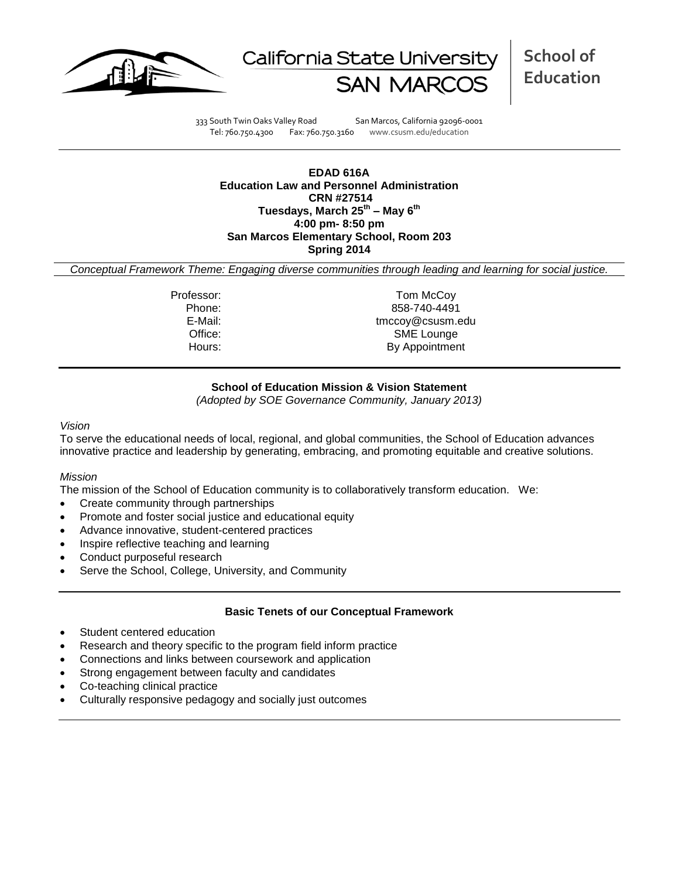California State University SAN MARCOS | **School of Education**

333 South Twin Oaks Valley Road San Marcos, California 92096-0001
Tel: 760.750.4300 Fax: 760.750.3160 www.csusm.edu/education

**EDAD 616A**
**Education Law and Personnel Administration**
**CRN #27514**
**Tuesdays, March 25th – May 6th**
**4:00 pm- 8:50 pm**
**San Marcos Elementary School, Room 203**
**Spring 2014**

*Conceptual Framework Theme: Engaging diverse communities through leading and learning for social justice.*

| | |
|---|---|
| Professor: | Tom McCoy |
| Phone: | 858-740-4491 |
| E-Mail: | tmccoy@csusm.edu |
| Office: | SME Lounge |
| Hours: | By Appointment |

**School of Education Mission & Vision Statement**
*(Adopted by SOE Governance Community, January 2013)*

*Vision*

To serve the educational needs of local, regional, and global communities, the School of Education advances innovative practice and leadership by generating, embracing, and promoting equitable and creative solutions.

*Mission*

The mission of the School of Education community is to collaboratively transform education. We:

- Create community through partnerships
- Promote and foster social justice and educational equity
- Advance innovative, student-centered practices
- Inspire reflective teaching and learning
- Conduct purposeful research
- Serve the School, College, University, and Community

**Basic Tenets of our Conceptual Framework**

- Student centered education
- Research and theory specific to the program field inform practice
- Connections and links between coursework and application
- Strong engagement between faculty and candidates
- Co-teaching clinical practice
- Culturally responsive pedagogy and socially just outcomes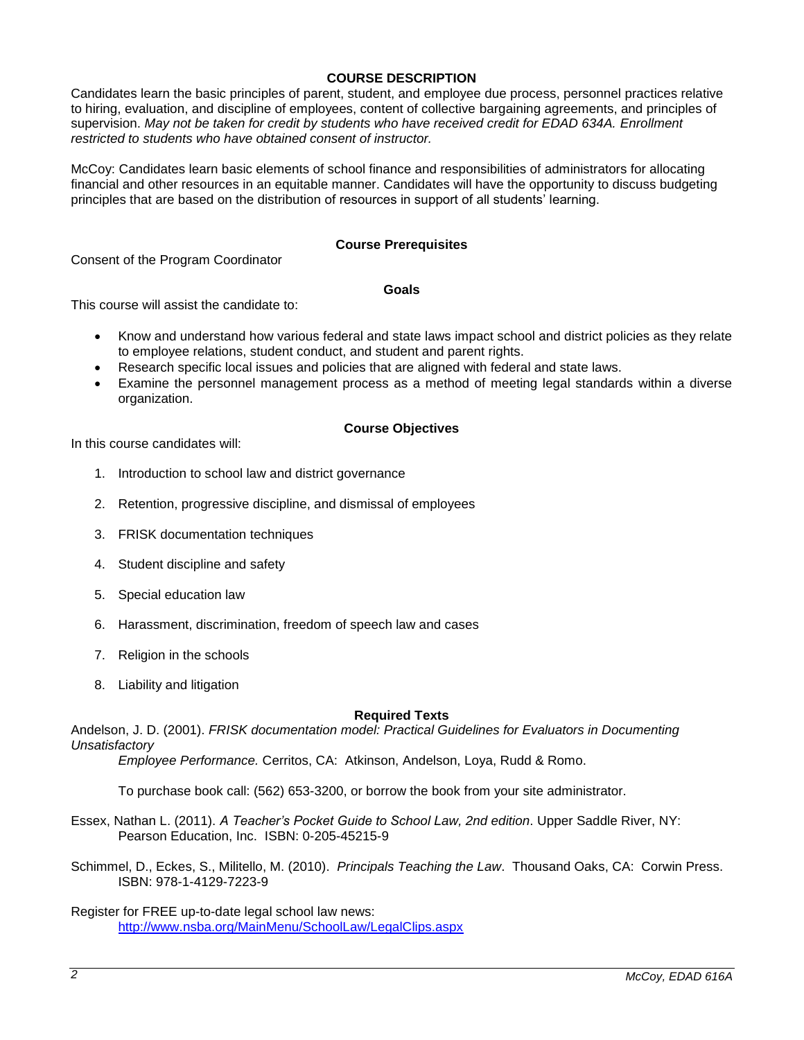## COURSE DESCRIPTION

Candidates learn the basic principles of parent, student, and employee due process, personnel practices relative to hiring, evaluation, and discipline of employees, content of collective bargaining agreements, and principles of supervision. *May not be taken for credit by students who have received credit for EDAD 634A. Enrollment restricted to students who have obtained consent of instructor.*

McCoy: Candidates learn basic elements of school finance and responsibilities of administrators for allocating financial and other resources in an equitable manner. Candidates will have the opportunity to discuss budgeting principles that are based on the distribution of resources in support of all students' learning.

### Course Prerequisites

Consent of the Program Coordinator

### Goals

This course will assist the candidate to:

- Know and understand how various federal and state laws impact school and district policies as they relate to employee relations, student conduct, and student and parent rights.
- Research specific local issues and policies that are aligned with federal and state laws.
- Examine the personnel management process as a method of meeting legal standards within a diverse organization.

### Course Objectives

In this course candidates will:

1. Introduction to school law and district governance
2. Retention, progressive discipline, and dismissal of employees
3. FRISK documentation techniques
4. Student discipline and safety
5. Special education law
6. Harassment, discrimination, freedom of speech law and cases
7. Religion in the schools
8. Liability and litigation

### Required Texts

Andelson, J. D. (2001). *FRISK documentation model: Practical Guidelines for Evaluators in Documenting Unsatisfactory Employee Performance.* Cerritos, CA: Atkinson, Andelson, Loya, Rudd & Romo.

To purchase book call: (562) 653-3200, or borrow the book from your site administrator.

Essex, Nathan L. (2011). *A Teacher's Pocket Guide to School Law, 2nd edition*. Upper Saddle River, NY: Pearson Education, Inc. ISBN: 0-205-45215-9

Schimmel, D., Eckes, S., Militello, M. (2010). *Principals Teaching the Law*. Thousand Oaks, CA: Corwin Press. ISBN: 978-1-4129-7223-9

Register for FREE up-to-date legal school law news:
http://www.nsba.org/MainMenu/SchoolLaw/LegalClips.aspx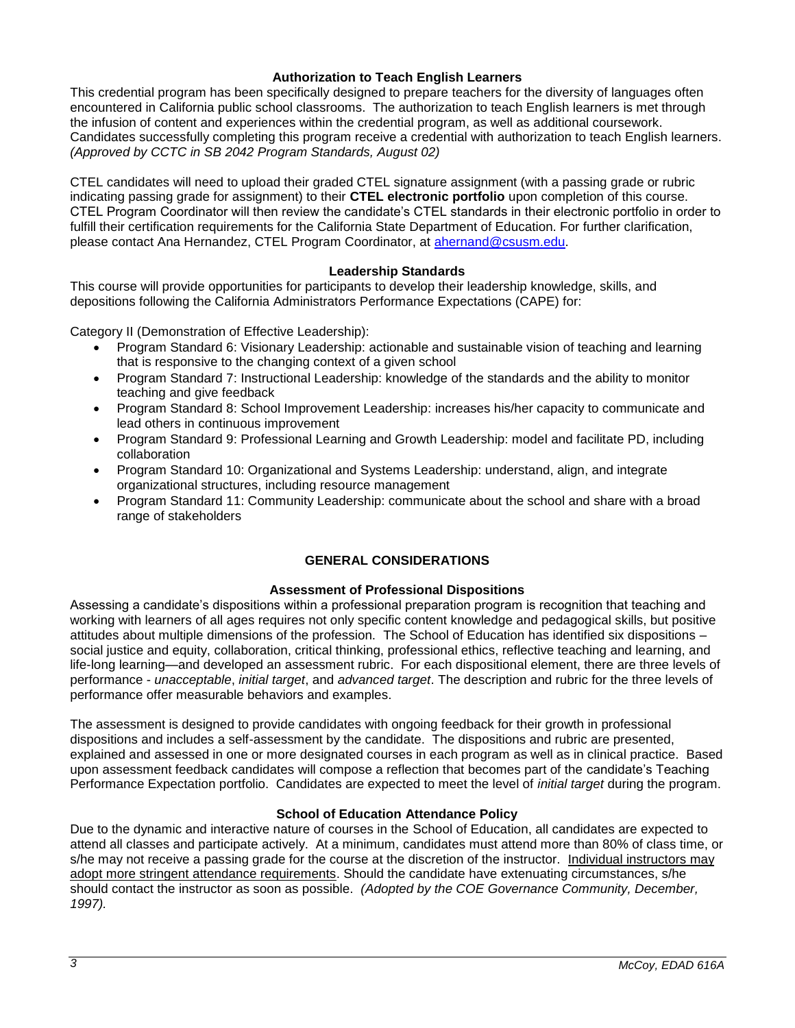### Authorization to Teach English Learners

This credential program has been specifically designed to prepare teachers for the diversity of languages often encountered in California public school classrooms. The authorization to teach English learners is met through the infusion of content and experiences within the credential program, as well as additional coursework. Candidates successfully completing this program receive a credential with authorization to teach English learners. *(Approved by CCTC in SB 2042 Program Standards, August 02)*

CTEL candidates will need to upload their graded CTEL signature assignment (with a passing grade or rubric indicating passing grade for assignment) to their **CTEL electronic portfolio** upon completion of this course. CTEL Program Coordinator will then review the candidate's CTEL standards in their electronic portfolio in order to fulfill their certification requirements for the California State Department of Education. For further clarification, please contact Ana Hernandez, CTEL Program Coordinator, at ahernand@csusm.edu.

### Leadership Standards

This course will provide opportunities for participants to develop their leadership knowledge, skills, and depositions following the California Administrators Performance Expectations (CAPE) for:

Category II (Demonstration of Effective Leadership):

- Program Standard 6: Visionary Leadership: actionable and sustainable vision of teaching and learning that is responsive to the changing context of a given school
- Program Standard 7: Instructional Leadership: knowledge of the standards and the ability to monitor teaching and give feedback
- Program Standard 8: School Improvement Leadership: increases his/her capacity to communicate and lead others in continuous improvement
- Program Standard 9: Professional Learning and Growth Leadership: model and facilitate PD, including collaboration
- Program Standard 10: Organizational and Systems Leadership: understand, align, and integrate organizational structures, including resource management
- Program Standard 11: Community Leadership: communicate about the school and share with a broad range of stakeholders

## GENERAL CONSIDERATIONS

### Assessment of Professional Dispositions

Assessing a candidate's dispositions within a professional preparation program is recognition that teaching and working with learners of all ages requires not only specific content knowledge and pedagogical skills, but positive attitudes about multiple dimensions of the profession. The School of Education has identified six dispositions – social justice and equity, collaboration, critical thinking, professional ethics, reflective teaching and learning, and life-long learning—and developed an assessment rubric. For each dispositional element, there are three levels of performance - *unacceptable*, *initial target*, and *advanced target*. The description and rubric for the three levels of performance offer measurable behaviors and examples.

The assessment is designed to provide candidates with ongoing feedback for their growth in professional dispositions and includes a self-assessment by the candidate. The dispositions and rubric are presented, explained and assessed in one or more designated courses in each program as well as in clinical practice. Based upon assessment feedback candidates will compose a reflection that becomes part of the candidate's Teaching Performance Expectation portfolio. Candidates are expected to meet the level of *initial target* during the program.

### School of Education Attendance Policy

Due to the dynamic and interactive nature of courses in the School of Education, all candidates are expected to attend all classes and participate actively. At a minimum, candidates must attend more than 80% of class time, or s/he may not receive a passing grade for the course at the discretion of the instructor. Individual instructors may adopt more stringent attendance requirements. Should the candidate have extenuating circumstances, s/he should contact the instructor as soon as possible. *(Adopted by the COE Governance Community, December, 1997).*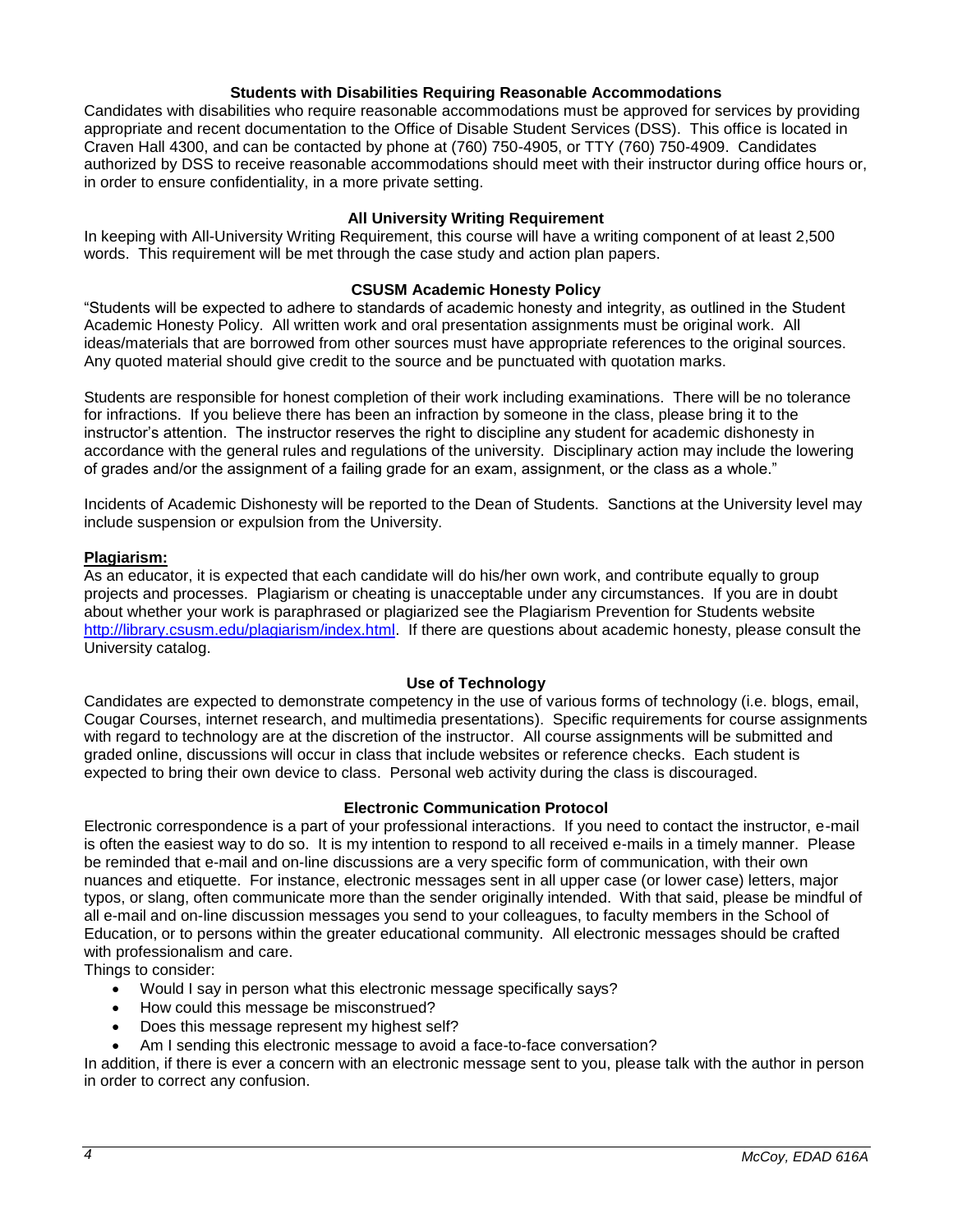### Students with Disabilities Requiring Reasonable Accommodations

Candidates with disabilities who require reasonable accommodations must be approved for services by providing appropriate and recent documentation to the Office of Disable Student Services (DSS). This office is located in Craven Hall 4300, and can be contacted by phone at (760) 750-4905, or TTY (760) 750-4909. Candidates authorized by DSS to receive reasonable accommodations should meet with their instructor during office hours or, in order to ensure confidentiality, in a more private setting.

### All University Writing Requirement

In keeping with All-University Writing Requirement, this course will have a writing component of at least 2,500 words. This requirement will be met through the case study and action plan papers.

### CSUSM Academic Honesty Policy

"Students will be expected to adhere to standards of academic honesty and integrity, as outlined in the Student Academic Honesty Policy. All written work and oral presentation assignments must be original work. All ideas/materials that are borrowed from other sources must have appropriate references to the original sources. Any quoted material should give credit to the source and be punctuated with quotation marks.

Students are responsible for honest completion of their work including examinations. There will be no tolerance for infractions. If you believe there has been an infraction by someone in the class, please bring it to the instructor's attention. The instructor reserves the right to discipline any student for academic dishonesty in accordance with the general rules and regulations of the university. Disciplinary action may include the lowering of grades and/or the assignment of a failing grade for an exam, assignment, or the class as a whole."

Incidents of Academic Dishonesty will be reported to the Dean of Students. Sanctions at the University level may include suspension or expulsion from the University.

**Plagiarism:**

As an educator, it is expected that each candidate will do his/her own work, and contribute equally to group projects and processes. Plagiarism or cheating is unacceptable under any circumstances. If you are in doubt about whether your work is paraphrased or plagiarized see the Plagiarism Prevention for Students website http://library.csusm.edu/plagiarism/index.html. If there are questions about academic honesty, please consult the University catalog.

### Use of Technology

Candidates are expected to demonstrate competency in the use of various forms of technology (i.e. blogs, email, Cougar Courses, internet research, and multimedia presentations). Specific requirements for course assignments with regard to technology are at the discretion of the instructor. All course assignments will be submitted and graded online, discussions will occur in class that include websites or reference checks. Each student is expected to bring their own device to class. Personal web activity during the class is discouraged.

### Electronic Communication Protocol

Electronic correspondence is a part of your professional interactions. If you need to contact the instructor, e-mail is often the easiest way to do so. It is my intention to respond to all received e-mails in a timely manner. Please be reminded that e-mail and on-line discussions are a very specific form of communication, with their own nuances and etiquette. For instance, electronic messages sent in all upper case (or lower case) letters, major typos, or slang, often communicate more than the sender originally intended. With that said, please be mindful of all e-mail and on-line discussion messages you send to your colleagues, to faculty members in the School of Education, or to persons within the greater educational community. All electronic messages should be crafted with professionalism and care.

Things to consider:

- Would I say in person what this electronic message specifically says?
- How could this message be misconstrued?
- Does this message represent my highest self?
- Am I sending this electronic message to avoid a face-to-face conversation?

In addition, if there is ever a concern with an electronic message sent to you, please talk with the author in person in order to correct any confusion.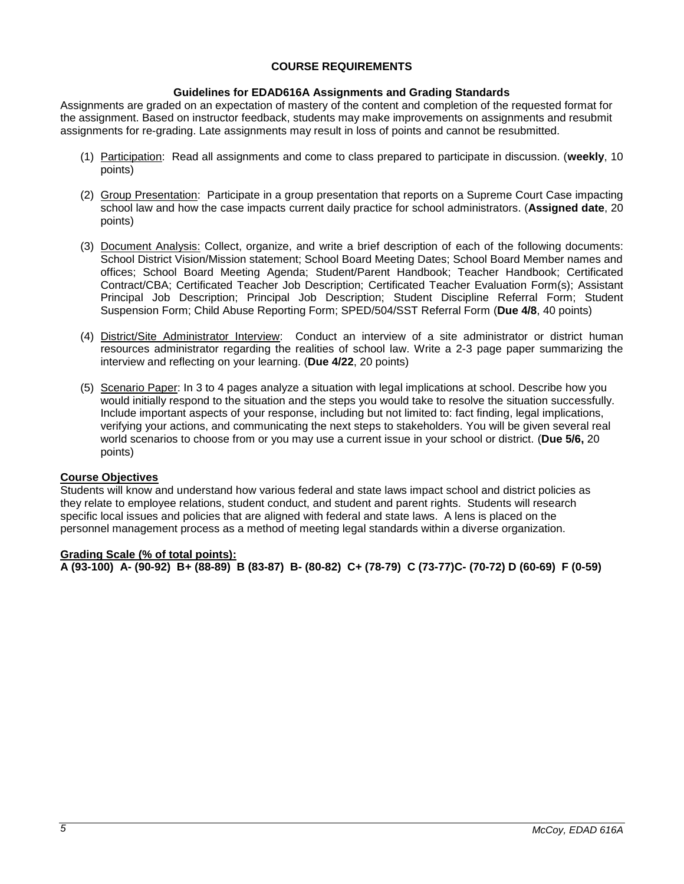## COURSE REQUIREMENTS

### Guidelines for EDAD616A Assignments and Grading Standards

Assignments are graded on an expectation of mastery of the content and completion of the requested format for the assignment. Based on instructor feedback, students may make improvements on assignments and resubmit assignments for re-grading. Late assignments may result in loss of points and cannot be resubmitted.

1. Participation: Read all assignments and come to class prepared to participate in discussion. (**weekly**, 10 points)
2. Group Presentation: Participate in a group presentation that reports on a Supreme Court Case impacting school law and how the case impacts current daily practice for school administrators. (**Assigned date**, 20 points)
3. Document Analysis: Collect, organize, and write a brief description of each of the following documents: School District Vision/Mission statement; School Board Meeting Dates; School Board Member names and offices; School Board Meeting Agenda; Student/Parent Handbook; Teacher Handbook; Certificated Contract/CBA; Certificated Teacher Job Description; Certificated Teacher Evaluation Form(s); Assistant Principal Job Description; Principal Job Description; Student Discipline Referral Form; Student Suspension Form; Child Abuse Reporting Form; SPED/504/SST Referral Form (**Due 4/8**, 40 points)
4. District/Site Administrator Interview: Conduct an interview of a site administrator or district human resources administrator regarding the realities of school law. Write a 2-3 page paper summarizing the interview and reflecting on your learning. (**Due 4/22**, 20 points)
5. Scenario Paper: In 3 to 4 pages analyze a situation with legal implications at school. Describe how you would initially respond to the situation and the steps you would take to resolve the situation successfully. Include important aspects of your response, including but not limited to: fact finding, legal implications, verifying your actions, and communicating the next steps to stakeholders. You will be given several real world scenarios to choose from or you may use a current issue in your school or district. (**Due 5/6,** 20 points)

**Course Objectives**

Students will know and understand how various federal and state laws impact school and district policies as they relate to employee relations, student conduct, and student and parent rights. Students will research specific local issues and policies that are aligned with federal and state laws. A lens is placed on the personnel management process as a method of meeting legal standards within a diverse organization.

**Grading Scale (% of total points):**

**A (93-100) A- (90-92) B+ (88-89) B (83-87) B- (80-82) C+ (78-79) C (73-77)C- (70-72) D (60-69) F (0-59)**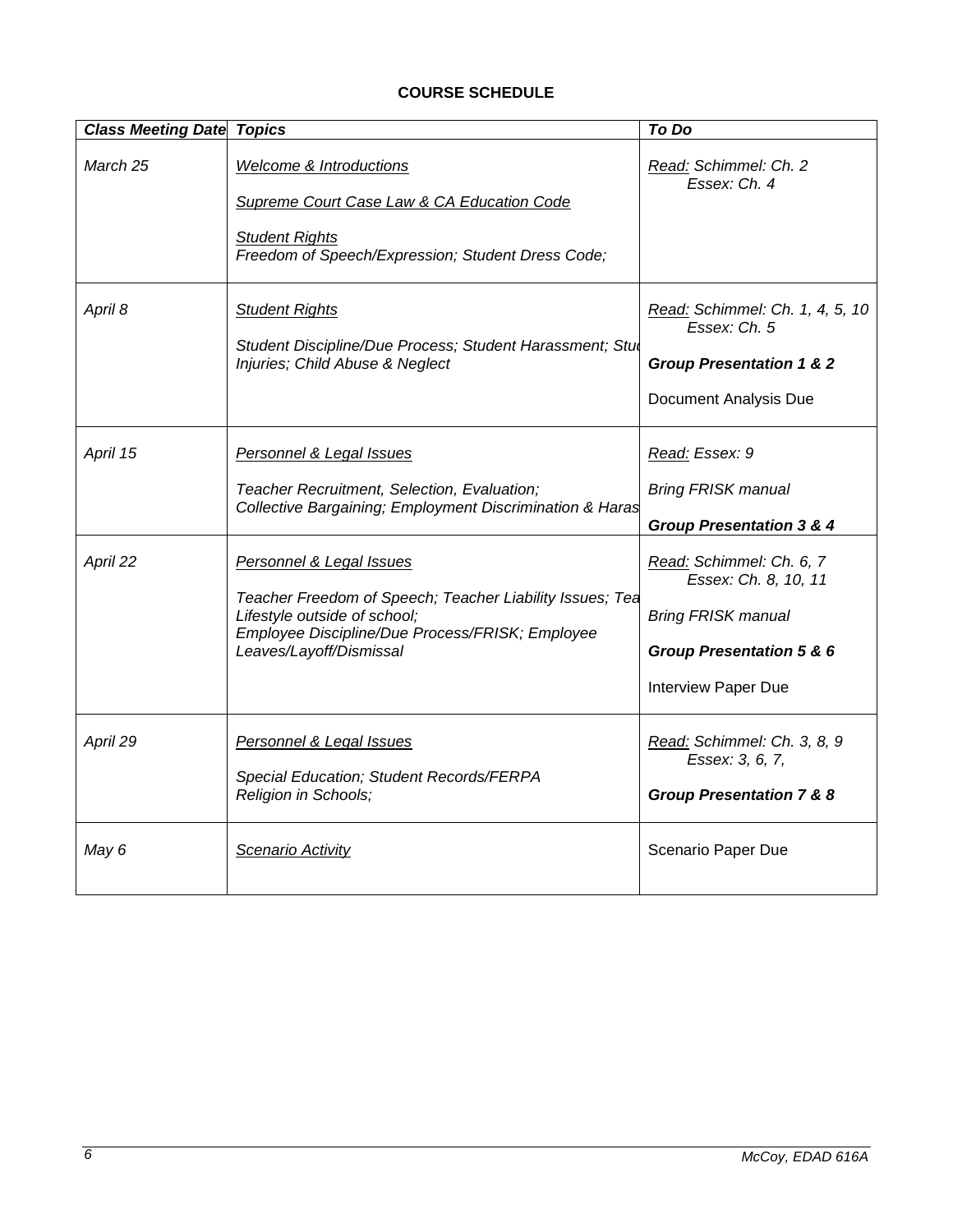**COURSE SCHEDULE**

| *Class Meeting Date* | *Topics* | *To Do* |
|---|---|---|
| *March 25* | *Welcome & Introductions*<br><br>*Supreme Court Case Law & CA Education Code*<br><br>*Student Rights*<br>*Freedom of Speech/Expression; Student Dress Code;* | *Read: Schimmel: Ch. 2*<br>*Essex: Ch. 4* |
| *April 8* | *Student Rights*<br><br>*Student Discipline/Due Process; Student Harassment; Stud*<br>*Injuries; Child Abuse & Neglect* | *Read: Schimmel: Ch. 1, 4, 5, 10*<br>*Essex: Ch. 5*<br><br>***Group Presentation 1 & 2***<br><br>Document Analysis Due |
| *April 15* | *Personnel & Legal Issues*<br><br>*Teacher Recruitment, Selection, Evaluation;*<br>*Collective Bargaining; Employment Discrimination & Haras* | *Read: Essex: 9*<br><br>*Bring FRISK manual*<br><br>***Group Presentation 3 & 4*** |
| *April 22* | *Personnel & Legal Issues*<br><br>*Teacher Freedom of Speech; Teacher Liability Issues; Tea*<br>*Lifestyle outside of school;*<br>*Employee Discipline/Due Process/FRISK; Employee*<br>*Leaves/Layoff/Dismissal* | *Read: Schimmel: Ch. 6, 7*<br>*Essex: Ch. 8, 10, 11*<br><br>*Bring FRISK manual*<br><br>***Group Presentation 5 & 6***<br><br>Interview Paper Due |
| *April 29* | *Personnel & Legal Issues*<br><br>*Special Education; Student Records/FERPA*<br>*Religion in Schools;* | *Read: Schimmel: Ch. 3, 8, 9*<br>*Essex: 3, 6, 7,*<br><br>***Group Presentation 7 & 8*** |
| *May 6* | *Scenario Activity* | Scenario Paper Due |